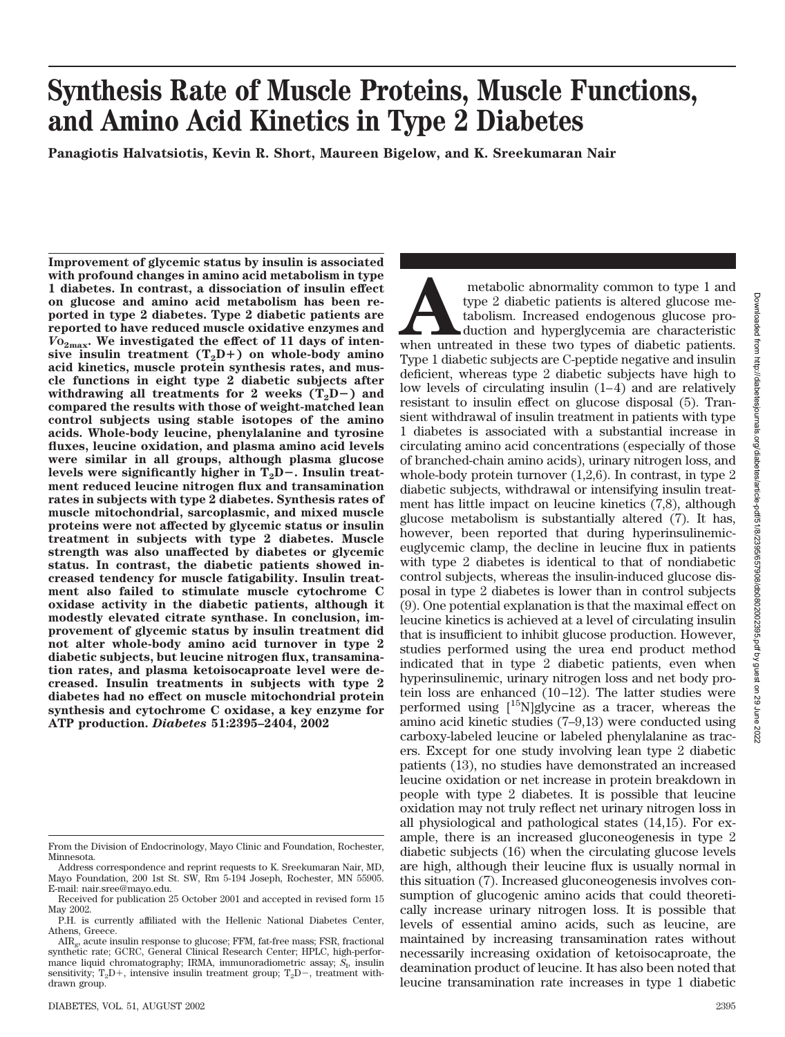# Synthesis Rate of Muscle Proteins, Muscle Functions, and Amino Acid Kinetics in Type 2 Diabetes

**Panagiotis Halvatsiotis, Kevin R. Short, Maureen Bigelow, and K. Sreekumaran Nair**

**Improvement of glycemic status by insulin is associated with profound changes in amino acid metabolism in type 1 diabetes. In contrast, a dissociation of insulin effect on glucose and amino acid metabolism has been reported in type 2 diabetes. Type 2 diabetic patients are reported to have reduced muscle oxidative enzymes and $V_{O_{2max}}$. We investigated the effect of 11 days of intensive insulin treatment ($T_2D+$) on whole-body amino acid kinetics, muscle protein synthesis rates, and muscle functions in eight type 2 diabetic subjects after withdrawing all treatments for 2 weeks ($T_2D-$) and compared the results with those of weight-matched lean control subjects using stable isotopes of the amino acids. Whole-body leucine, phenylalanine and tyrosine fluxes, leucine oxidation, and plasma amino acid levels were similar in all groups, although plasma glucose levels were significantly higher in $T_2D-$. Insulin treatment reduced leucine nitrogen flux and transamination rates in subjects with type 2 diabetes. Synthesis rates of muscle mitochondrial, sarcoplasmic, and mixed muscle proteins were not affected by glycemic status or insulin treatment in subjects with type 2 diabetes. Muscle strength was also unaffected by diabetes or glycemic status. In contrast, the diabetic patients showed increased tendency for muscle fatigability. Insulin treatment also failed to stimulate muscle cytochrome C oxidase activity in the diabetic patients, although it modestly elevated citrate synthase. In conclusion, improvement of glycemic status by insulin treatment did not alter whole-body amino acid turnover in type 2 diabetic subjects, but leucine nitrogen flux, transamination rates, and plasma ketoisocaproate level were decreased. Insulin treatments in subjects with type 2 diabetes had no effect on muscle mitochondrial protein synthesis and cytochrome C oxidase, a key enzyme for ATP production. *Diabetes* 51:2395–2404, 2002**

A metabolic abnormality common to type 1 and type 2 diabetic patients is altered glucose metabolism. Increased endogenous glucose production and hyperglycemia are characteristic when untreated in these two types of diabetic patients. Type 1 diabetic subjects are C-peptide negative and insulin deficient, whereas type 2 diabetic subjects have high to low levels of circulating insulin (1–4) and are relatively resistant to insulin effect on glucose disposal (5). Transient withdrawal of insulin treatment in patients with type 1 diabetes is associated with a substantial increase in circulating amino acid concentrations (especially of those of branched-chain amino acids), urinary nitrogen loss, and whole-body protein turnover (1,2,6). In contrast, in type 2 diabetic subjects, withdrawal or intensifying insulin treatment has little impact on leucine kinetics (7,8), although glucose metabolism is substantially altered (7). It has, however, been reported that during hyperinsulinemic-euglycemic clamp, the decline in leucine flux in patients with type 2 diabetes is identical to that of nondiabetic control subjects, whereas the insulin-induced glucose disposal in type 2 diabetes is lower than in control subjects (9). One potential explanation is that the maximal effect on leucine kinetics is achieved at a level of circulating insulin that is insufficient to inhibit glucose production. However, studies performed using the urea end product method indicated that in type 2 diabetic patients, even when hyperinsulinemic, urinary nitrogen loss and net body protein loss are enhanced (10–12). The latter studies were performed using [$^{15}$N]glycine as a tracer, whereas the amino acid kinetic studies (7–9,13) were conducted using carboxy-labeled leucine or labeled phenylalanine as tracers. Except for one study involving lean type 2 diabetic patients (13), no studies have demonstrated an increased leucine oxidation or net increase in protein breakdown in people with type 2 diabetes. It is possible that leucine oxidation may not truly reflect net urinary nitrogen loss in all physiological and pathological states (14,15). For example, there is an increased gluconeogenesis in type 2 diabetic subjects (16) when the circulating glucose levels are high, although their leucine flux is usually normal in this situation (7). Increased gluconeogenesis involves consumption of glucogenic amino acids that could theoretically increase urinary nitrogen loss. It is possible that levels of essential amino acids, such as leucine, are maintained by increasing transamination rates without necessarily increasing oxidation of ketoisocaproate, the deamination product of leucine. It has also been noted that leucine transamination rate increases in type 1 diabetic

From the Division of Endocrinology, Mayo Clinic and Foundation, Rochester, Minnesota.

Address correspondence and reprint requests to K. Sreekumaran Nair, MD, Mayo Foundation, 200 1st St. SW, Rm 5-194 Joseph, Rochester, MN 55905. E-mail: nair.sree@mayo.edu.

Received for publication 25 October 2001 and accepted in revised form 15 May 2002.

P.H. is currently affiliated with the Hellenic National Diabetes Center, Athens, Greece.

$AIR_g$, acute insulin response to glucose; FFM, fat-free mass; FSR, fractional synthetic rate; GCRC, General Clinical Research Center; HPLC, high-performance liquid chromatography; IRMA, immunoradiometric assay; $S_I$, insulin sensitivity; $T_2D+$, intensive insulin treatment group; $T_2D-$, treatment withdrawn group.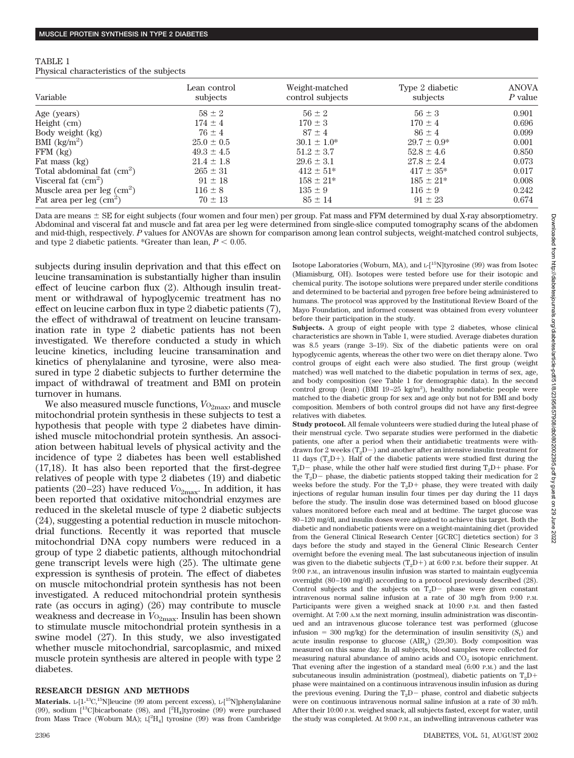TABLE 1
Physical characteristics of the subjects

| Variable | Lean control subjects | Weight-matched control subjects | Type 2 diabetic subjects | ANOVA $P$ value |
|---|---|---|---|---|
| Age (years) | 58 ± 2 | 56 ± 2 | 56 ± 3 | 0.901 |
| Height (cm) | 174 ± 4 | 170 ± 3 | 170 ± 4 | 0.696 |
| Body weight (kg) | 76 ± 4 | 87 ± 4 | 86 ± 4 | 0.099 |
| BMI (kg/m$^2$) | 25.0 ± 0.5 | 30.1 ± 1.0* | 29.7 ± 0.9* | 0.001 |
| FFM (kg) | 49.3 ± 4.5 | 51.2 ± 3.7 | 52.8 ± 4.6 | 0.850 |
| Fat mass (kg) | 21.4 ± 1.8 | 29.6 ± 3.1 | 27.8 ± 2.4 | 0.073 |
| Total abdominal fat (cm$^2$) | 265 ± 31 | 412 ± 51* | 417 ± 35* | 0.017 |
| Visceral fat (cm$^2$) | 91 ± 18 | 158 ± 21* | 185 ± 21* | 0.008 |
| Muscle area per leg (cm$^2$) | 116 ± 8 | 135 ± 9 | 116 ± 9 | 0.242 |
| Fat area per leg (cm$^2$) | 70 ± 13 | 85 ± 14 | 91 ± 23 | 0.674 |

Data are means ± SE for eight subjects (four women and four men) per group. Fat mass and FFM determined by dual X-ray absorptiometry. Abdominal and visceral fat and muscle and fat area per leg were determined from single-slice computed tomography scans of the abdomen and mid-thigh, respectively. $P$ values for ANOVAs are shown for comparison among lean control subjects, weight-matched control subjects, and type 2 diabetic patients. *Greater than lean, $P < 0.05$.

subjects during insulin deprivation and that this effect on leucine transamination is substantially higher than insulin effect of leucine carbon flux (2). Although insulin treatment or withdrawal of hypoglycemic treatment has no effect on leucine carbon flux in type 2 diabetic patients (7), the effect of withdrawal of treatment on leucine transamination rate in type 2 diabetic patients has not been investigated. We therefore conducted a study in which leucine kinetics, including leucine transamination and kinetics of phenylalanine and tyrosine, were also measured in type 2 diabetic subjects to further determine the impact of withdrawal of treatment and BMI on protein turnover in humans.

We also measured muscle functions, $V\text{O}_{2\text{max}}$, and muscle mitochondrial protein synthesis in these subjects to test a hypothesis that people with type 2 diabetes have diminished muscle mitochondrial protein synthesis. An association between habitual levels of physical activity and the incidence of type 2 diabetes has been well established (17,18). It has also been reported that the first-degree relatives of people with type 2 diabetes (19) and diabetic patients (20–23) have reduced $V\text{O}_{2\text{max}}$. In addition, it has been reported that oxidative mitochondrial enzymes are reduced in the skeletal muscle of type 2 diabetic subjects (24), suggesting a potential reduction in muscle mitochondrial functions. Recently it was reported that muscle mitochondrial DNA copy numbers were reduced in a group of type 2 diabetic patients, although mitochondrial gene transcript levels were high (25). The ultimate gene expression is synthesis of protein. The effect of diabetes on muscle mitochondrial protein synthesis has not been investigated. A reduced mitochondrial protein synthesis rate (as occurs in aging) (26) may contribute to muscle weakness and decrease in $V\text{O}_{2\text{max}}$. Insulin has been shown to stimulate muscle mitochondrial protein synthesis in a swine model (27). In this study, we also investigated whether muscle mitochondrial, sarcoplasmic, and mixed muscle protein synthesis are altered in people with type 2 diabetes.

## RESEARCH DESIGN AND METHODS

**Materials.** L-[1-$^{13}$C,$^{15}$N]leucine (99 atom percent excess), L-[$^{15}$N]phenylalanine (99), sodium [$^{13}$C]bicarbonate (98), and [$^{2}$H$_4$]tyrosine (99) were purchased from Mass Trace (Woburn MA); L[$^{2}$H$_4$] tyrosine (99) was from Cambridge Isotope Laboratories (Woburn, MA), and L-[$^{15}$N]tyrosine (99) was from Isotec (Miamisburg, OH). Isotopes were tested before use for their isotopic and chemical purity. The isotope solutions were prepared under sterile conditions and determined to be bacterial and pyrogen free before being administered to humans. The protocol was approved by the Institutional Review Board of the Mayo Foundation, and informed consent was obtained from every volunteer before their participation in the study.

**Subjects.** A group of eight people with type 2 diabetes, whose clinical characteristics are shown in Table 1, were studied. Average diabetes duration was 8.5 years (range 3–19). Six of the diabetic patients were on oral hypoglycemic agents, whereas the other two were on diet therapy alone. Two control groups of eight each were also studied. The first group (weight matched) was well matched to the diabetic population in terms of sex, age, and body composition (see Table 1 for demographic data). In the second control group (lean) (BMI 19–25 kg/m$^2$), healthy nondiabetic people were matched to the diabetic group for sex and age only but not for BMI and body composition. Members of both control groups did not have any first-degree relatives with diabetes.

**Study protocol.** All female volunteers were studied during the luteal phase of their menstrual cycle. Two separate studies were performed in the diabetic patients, one after a period when their antidiabetic treatments were withdrawn for 2 weeks (T$_2$D−) and another after an intensive insulin treatment for 11 days (T$_2$D+). Half of the diabetic patients were studied first during the T$_2$D− phase, while the other half were studied first during T$_2$D+ phase. For the T$_2$D− phase, the diabetic patients stopped taking their medication for 2 weeks before the study. For the T$_2$D+ phase, they were treated with daily injections of regular human insulin four times per day during the 11 days before the study. The insulin dose was determined based on blood glucose values monitored before each meal and at bedtime. The target glucose was 80–120 mg/dl, and insulin doses were adjusted to achieve this target. Both the diabetic and nondiabetic patients were on a weight-maintaining diet (provided from the General Clinical Research Center [GCRC] dietetics section) for 3 days before the study and stayed in the General Clinic Research Center overnight before the evening meal. The last subcutaneous injection of insulin was given to the diabetic subjects (T$_2$D+) at 6:00 P.M. before their supper. At 9:00 P.M., an intravenous insulin infusion was started to maintain euglycemia overnight (80–100 mg/dl) according to a protocol previously described (28). Control subjects and the subjects on T$_2$D− phase were given constant intravenous normal saline infusion at a rate of 30 mg/h from 9:00 P.M. Participants were given a weighed snack at 10:00 P.M. and then fasted overnight. At 7:00 A.M the next morning, insulin administration was discontinued and an intravenous glucose tolerance test was performed (glucose infusion = 300 mg/kg) for the determination of insulin sensitivity ($S_I$) and acute insulin response to glucose (AIR$_g$) (29,30). Body composition was measured on this same day. In all subjects, blood samples were collected for measuring natural abundance of amino acids and $CO_2$ isotopic enrichment. That evening after the ingestion of a standard meal (6:00 P.M.) and the last subcutaneous insulin administration (postmeal), diabetic patients on T$_2$D+ phase were maintained on a continuous intravenous insulin infusion as during the previous evening. During the T$_2$D− phase, control and diabetic subjects were on continuous intravenous normal saline infusion at a rate of 30 ml/h. After their 10:00 P.M. weighed snack, all subjects fasted, except for water, until the study was completed. At 9:00 P.M., an indwelling intravenous catheter was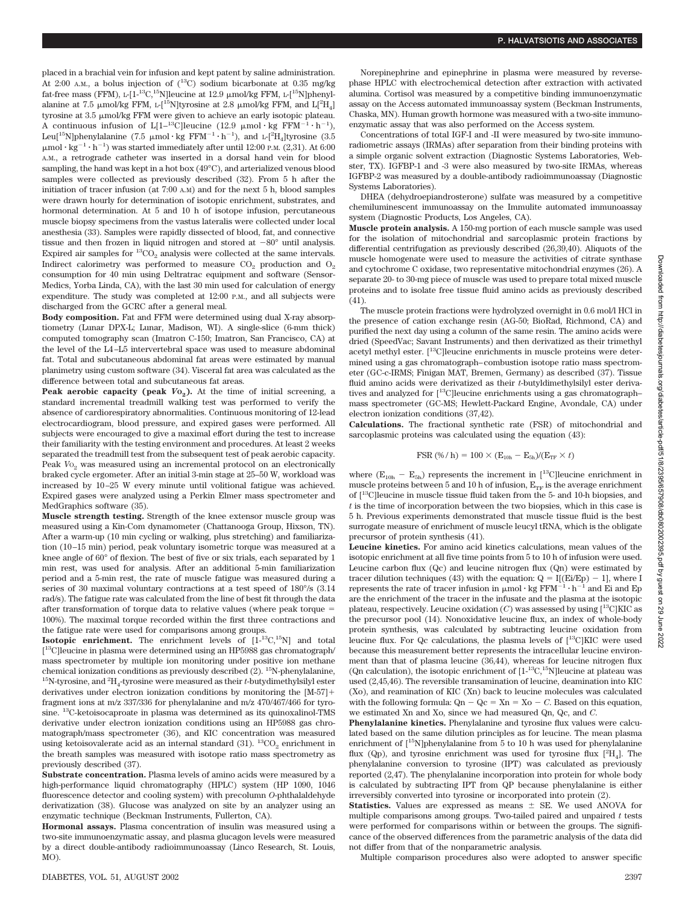placed in a brachial vein for infusion and kept patent by saline administration. At 2:00 A.M., a bolus injection of ($^{13}$C) sodium bicarbonate at 0.35 mg/kg fat-free mass (FFM), L-[1-$^{13}$C,$^{15}$N]leucine at 12.9 μmol/kg FFM, L-[$^{15}$N]phenylalanine at 7.5 μmol/kg FFM, L-[$^{15}$N]tyrosine at 2.8 μmol/kg FFM, and L[$^{2}$H$_4$] tyrosine at 3.5 μmol/kg FFM were given to achieve an early isotopic plateau. A continuous infusion of L[1–$^{13}$C]leucine (12.9 $\mu mol \cdot kg\ FFM^{-1} \cdot h^{-1}$), Leu[$^{15}$N]phenylalanine (7.5 $\mu mol \cdot kg\ FFM^{-1} \cdot h^{-1}$), and L-[$^{2}$H$_4$]tyrosine (3.5 $\mu mol \cdot kg^{-1} \cdot h^{-1}$) was started immediately after until 12:00 P.M. (2,31). At 6:00 A.M., a retrograde catheter was inserted in a dorsal hand vein for blood sampling, the hand was kept in a hot box (49°C), and arterialized venous blood samples were collected as previously described (32). From 5 h after the initiation of tracer infusion (at 7:00 A.M) and for the next 5 h, blood samples were drawn hourly for determination of isotopic enrichment, substrates, and hormonal determination. At 5 and 10 h of isotope infusion, percutaneous muscle biopsy specimens from the vastus lateralis were collected under local anesthesia (33). Samples were rapidly dissected of blood, fat, and connective tissue and then frozen in liquid nitrogen and stored at −80° until analysis. Expired air samples for $^{13}CO_2$ analysis were collected at the same intervals. Indirect calorimetry was performed to measure $CO_2$ production and $O_2$ consumption for 40 min using Deltratrac equipment and software (Sensor-Medics, Yorba Linda, CA), with the last 30 min used for calculation of energy expenditure. The study was completed at 12:00 P.M., and all subjects were discharged from the GCRC after a general meal.

**Body composition.** Fat and FFM were determined using dual X-ray absorptiometry (Lunar DPX-L; Lunar, Madison, WI). A single-slice (6-mm thick) computed tomography scan (Imatron C-150; Imatron, San Francisco, CA) at the level of the L4–L5 intervertebral space was used to measure abdominal fat. Total and subcutaneous abdominal fat areas were estimated by manual planimetry using custom software (34). Visceral fat area was calculated as the difference between total and subcutaneous fat areas.

**Peak aerobic capacity (peak $\dot{V}o_2$).** At the time of initial screening, a standard incremental treadmill walking test was performed to verify the absence of cardiorespiratory abnormalities. Continuous monitoring of 12-lead electrocardiogram, blood pressure, and expired gases were performed. All subjects were encouraged to give a maximal effort during the test to increase their familiarity with the testing environment and procedures. At least 2 weeks separated the treadmill test from the subsequent test of peak aerobic capacity. Peak $\dot{V}o_2$ was measured using an incremental protocol on an electronically braked cycle ergometer. After an initial 3-min stage at 25–50 W, workload was increased by 10–25 W every minute until volitional fatigue was achieved. Expired gases were analyzed using a Perkin Elmer mass spectrometer and MedGraphics software (35).

**Muscle strength testing.** Strength of the knee extensor muscle group was measured using a Kin-Com dynamometer (Chattanooga Group, Hixson, TN). After a warm-up (10 min cycling or walking, plus stretching) and familiarization (10–15 min) period, peak voluntary isometric torque was measured at a knee angle of 60° of flexion. The best of five or six trials, each separated by 1 min rest, was used for analysis. After an additional 5-min familiarization period and a 5-min rest, the rate of muscle fatigue was measured during a series of 30 maximal voluntary contractions at a test speed of 180°/s (3.14 rad/s). The fatigue rate was calculated from the line of best fit through the data after transformation of torque data to relative values (where peak torque = 100%). The maximal torque recorded within the first three contractions and the fatigue rate were used for comparisons among groups.

**Isotopic enrichment.** The enrichment levels of [1-$^{13}$C,$^{15}$N] and total [$^{13}$C]leucine in plasma were determined using an HP5988 gas chromatograph/mass spectrometer by multiple ion monitoring under positive ion methane chemical ionization conditions as previously described (2). $^{15}$N-phenylalanine, $^{15}$N-tyrosine, and $^{2}$H$_4$-tyrosine were measured as their *t*-butydimethylsilyl ester derivatives under electron ionization conditions by monitoring the [M-57]+ fragment ions at m/z 337/336 for phenylalanine and m/z 470/467/466 for tyrosine. $^{13}$C-ketoisocaproate in plasma was determined as its quinoxalinol-TMS derivative under electron ionization conditions using an HP5988 gas chromatograph/mass spectrometer (36), and KIC concentration was measured using ketoisovalerate acid as an internal standard (31). $^{13}CO_2$ enrichment in the breath samples was measured with isotope ratio mass spectrometry as previously described (37).

**Substrate concentration.** Plasma levels of amino acids were measured by a high-performance liquid chromatography (HPLC) system (HP 1090, 1046 fluorescence detector and cooling system) with precolumn *O*-phthalaldehyde derivatization (38). Glucose was analyzed on site by an analyzer using an enzymatic technique (Beckman Instruments, Fullerton, CA).

**Hormonal assays.** Plasma concentration of insulin was measured using a two-site immunoenzymatic assay, and plasma glucagon levels were measured by a direct double-antibody radioimmunoassay (Linco Research, St. Louis, MO).

Norepinephrine and epinephrine in plasma were measured by reverse-phase HPLC with electrochemical detection after extraction with activated alumina. Cortisol was measured by a competitive binding immunoenzymatic assay on the Access automated immunoassay system (Beckman Instruments, Chaska, MN). Human growth hormone was measured with a two-site immunoenzymatic assay that was also performed on the Access system.

Concentrations of total IGF-I and -II were measured by two-site immunoradiometric assays (IRMAs) after separation from their binding proteins with a simple organic solvent extraction (Diagnostic Systems Laboratories, Webster, TX). IGFBP-1 and -3 were also measured by two-site IRMAs, whereas IGFBP-2 was measured by a double-antibody radioimmunoassay (Diagnostic Systems Laboratories).

DHEA (dehydroepiandrosterone) sulfate was measured by a competitive chemiluminescent immunoassay on the Immulite automated immunoassay system (Diagnostic Products, Los Angeles, CA).

**Muscle protein analysis.** A 150-mg portion of each muscle sample was used for the isolation of mitochondrial and sarcoplasmic protein fractions by differential centrifugation as previously described (26,39,40). Aliquots of the muscle homogenate were used to measure the activities of citrate synthase and cytochrome C oxidase, two representative mitochondrial enzymes (26). A separate 20- to 30-mg piece of muscle was used to prepare total mixed muscle proteins and to isolate free tissue fluid amino acids as previously described (41).

The muscle protein fractions were hydrolyzed overnight in 0.6 mol/l HCl in the presence of cation exchange resin (AG-50; BioRad, Richmond, CA) and purified the next day using a column of the same resin. The amino acids were dried (SpeedVac; Savant Instruments) and then derivatized as their trimethyl acetyl methyl ester. [$^{13}$C]leucine enrichments in muscle proteins were determined using a gas chromatograph–combustion isotope ratio mass spectrometer (GC-c-IRMS; Finigan MAT, Bremen, Germany) as described (37). Tissue fluid amino acids were derivatized as their *t*-butyldimethylsilyl ester derivatives and analyzed for [$^{13}$C]leucine enrichments using a gas chromatograph–mass spectrometer (GC-MS; Hewlett-Packard Engine, Avondale, CA) under electron ionization conditions (37,42).

**Calculations.** The fractional synthetic rate (FSR) of mitochondrial and sarcoplasmic proteins was calculated using the equation (43):

$$\text{FSR}\ (\%/\text{h}) = 100 \times (E_{10h} - E_{5h})/(E_{TF} \times t)$$

where ($E_{10h} - E_{5h}$) represents the increment in [$^{13}$C]leucine enrichment in muscle proteins between 5 and 10 h of infusion, $E_{TF}$ is the average enrichment of [$^{13}$C]leucine in muscle tissue fluid taken from the 5- and 10-h biopsies, and $t$ is the time of incorporation between the two biopsies, which in this case is 5 h. Previous experiments demonstrated that muscle tissue fluid is the best surrogate measure of enrichment of muscle leucyl tRNA, which is the obligate precursor of protein synthesis (41).

**Leucine kinetics.** For amino acid kinetics calculations, mean values of the isotopic enrichment at all five time points from 5 to 10 h of infusion were used. Leucine carbon flux (Qc) and leucine nitrogen flux (Qn) were estimated by tracer dilution techniques (43) with the equation: $Q = I[(Ei/Ep) - 1]$, where I represents the rate of tracer infusion in $\mu mol \cdot kg\ FFM^{-1} \cdot h^{-1}$ and Ei and Ep are the enrichment of the tracer in the infusate and the plasma at the isotopic plateau, respectively. Leucine oxidation ($C$) was assessed by using [$^{13}$C]KIC as the precursor pool (14). Nonoxidative leucine flux, an index of whole-body protein synthesis, was calculated by subtracting leucine oxidation from leucine flux. For Qc calculations, the plasma levels of [$^{13}$C]KIC were used because this measurement better represents the intracellular leucine environment than that of plasma leucine (36,44), whereas for leucine nitrogen flux (Qn calculation), the isotopic enrichment of [1-$^{13}$C,$^{15}$N]leucine at plateau was used (2,45,46). The reversible transamination of leucine, deamination into KIC (Xo), and reamination of KIC (Xn) back to leucine molecules was calculated with the following formula: $Qn - Qc = Xn = Xo - C$. Based on this equation, we estimated Xn and Xo, since we had measured Qn, Qc, and $C$.

**Phenylalanine kinetics.** Phenylalanine and tyrosine flux values were calculated based on the same dilution principles as for leucine. The mean plasma enrichment of [$^{15}$N]phenylalanine from 5 to 10 h was used for phenylalanine flux (Qp), and tyrosine enrichment was used for tyrosine flux [$^{2}$H$_4$]. The phenylalanine conversion to tyrosine (IPT) was calculated as previously reported (2,47). The phenylalanine incorporation into protein for whole body is calculated by subtracting IPT from QP because phenylalanine is either irreversibly converted into tyrosine or incorporated into protein (2).

**Statistics.** Values are expressed as means ± SE. We used ANOVA for multiple comparisons among groups. Two-tailed paired and unpaired *t* tests were performed for comparisons within or between the groups. The significance of the observed differences from the parametric analysis of the data did not differ from that of the nonparametric analysis.

Multiple comparison procedures also were adopted to answer specific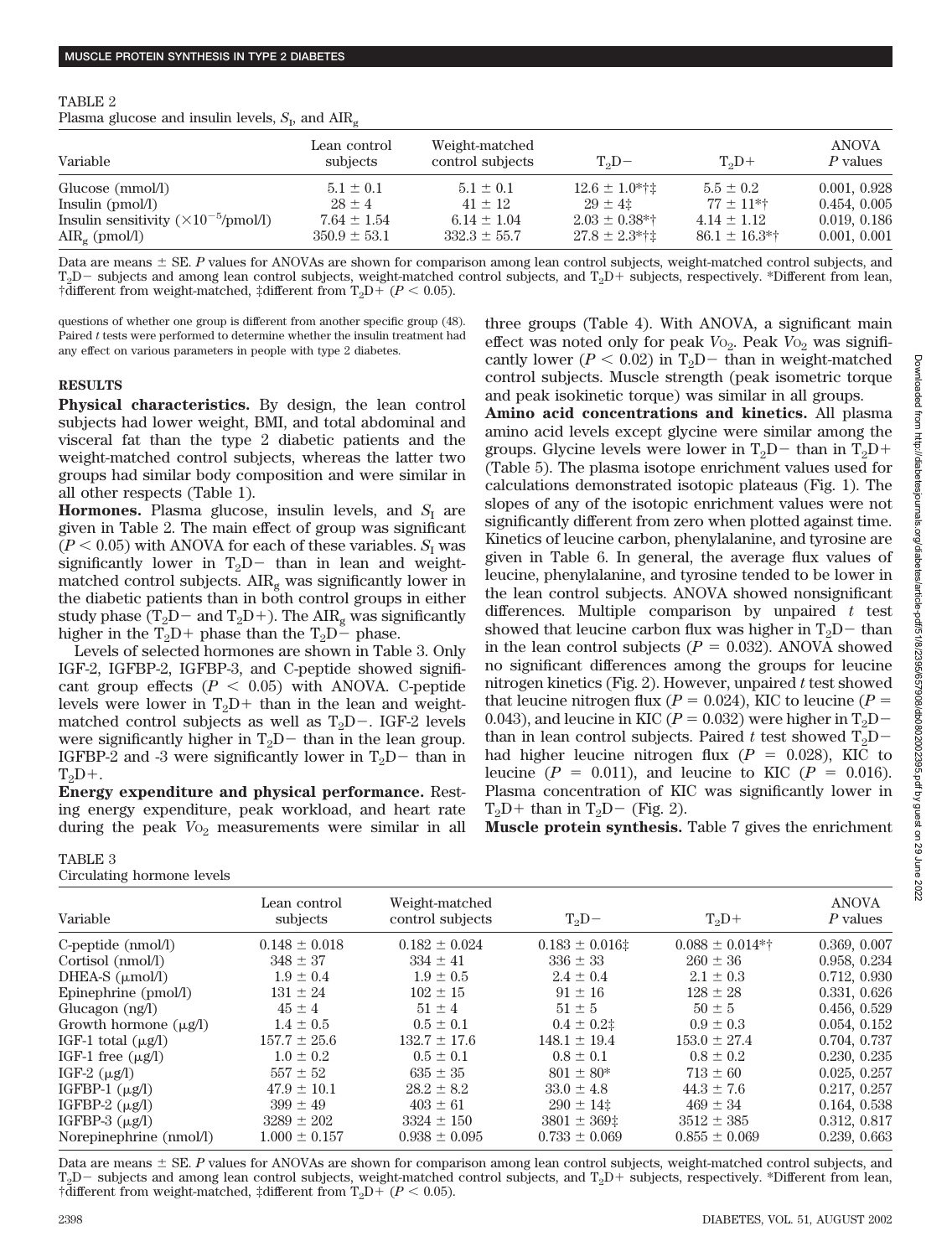TABLE 2
Plasma glucose and insulin levels, $S_I$, and $AIR_g$

| Variable | Lean control subjects | Weight-matched control subjects | $T_2D-$ | $T_2D+$ | ANOVA *P* values |
|---|---|---|---|---|---|
| Glucose (mmol/l) | 5.1 ± 0.1 | 5.1 ± 0.1 | 12.6 ± 1.0*†‡ | 5.5 ± 0.2 | 0.001, 0.928 |
| Insulin (pmol/l) | 28 ± 4 | 41 ± 12 | 29 ± 4‡ | 77 ± 11*† | 0.454, 0.005 |
| Insulin sensitivity ($\times 10^{-5}$/pmol/l) | 7.64 ± 1.54 | 6.14 ± 1.04 | 2.03 ± 0.38*† | 4.14 ± 1.12 | 0.019, 0.186 |
| $AIR_g$ (pmol/l) | 350.9 ± 53.1 | 332.3 ± 55.7 | 27.8 ± 2.3*†‡ | 86.1 ± 16.3*† | 0.001, 0.001 |

Data are means ± SE. *P* values for ANOVAs are shown for comparison among lean control subjects, weight-matched control subjects, and $T_2D-$ subjects and among lean control subjects, weight-matched control subjects, and $T_2D+$ subjects, respectively. *Different from lean, †different from weight-matched, ‡different from $T_2D+$ ($P < 0.05$).

questions of whether one group is different from another specific group (48). Paired *t* tests were performed to determine whether the insulin treatment had any effect on various parameters in people with type 2 diabetes.

## RESULTS

**Physical characteristics.** By design, the lean control subjects had lower weight, BMI, and total abdominal and visceral fat than the type 2 diabetic patients and the weight-matched control subjects, whereas the latter two groups had similar body composition and were similar in all other respects (Table 1).

**Hormones.** Plasma glucose, insulin levels, and $S_I$ are given in Table 2. The main effect of group was significant ($P < 0.05$) with ANOVA for each of these variables. $S_I$ was significantly lower in $T_2D-$ than in lean and weight-matched control subjects. $AIR_g$ was significantly lower in the diabetic patients than in both control groups in either study phase ($T_2D-$ and $T_2D+$). The $AIR_g$ was significantly higher in the $T_2D+$ phase than the $T_2D-$ phase.

Levels of selected hormones are shown in Table 3. Only IGF-2, IGFBP-2, IGFBP-3, and C-peptide showed significant group effects ($P < 0.05$) with ANOVA. C-peptide levels were lower in $T_2D+$ than in the lean and weight-matched control subjects as well as $T_2D-$. IGF-2 levels were significantly higher in $T_2D-$ than in the lean group. IGFBP-2 and -3 were significantly lower in $T_2D-$ than in $T_2D+$.

**Energy expenditure and physical performance.** Resting energy expenditure, peak workload, and heart rate during the peak $VO_2$ measurements were similar in all three groups (Table 4). With ANOVA, a significant main effect was noted only for peak $VO_2$. Peak $VO_2$ was significantly lower ($P < 0.02$) in $T_2D-$ than in weight-matched control subjects. Muscle strength (peak isometric torque and peak isokinetic torque) was similar in all groups.

**Amino acid concentrations and kinetics.** All plasma amino acid levels except glycine were similar among the groups. Glycine levels were lower in $T_2D-$ than in $T_2D+$ (Table 5). The plasma isotope enrichment values used for calculations demonstrated isotopic plateaus (Fig. 1). The slopes of any of the isotopic enrichment values were not significantly different from zero when plotted against time. Kinetics of leucine carbon, phenylalanine, and tyrosine are given in Table 6. In general, the average flux values of leucine, phenylalanine, and tyrosine tended to be lower in the lean control subjects. ANOVA showed nonsignificant differences. Multiple comparison by unpaired *t* test showed that leucine carbon flux was higher in $T_2D-$ than in the lean control subjects ($P = 0.032$). ANOVA showed no significant differences among the groups for leucine nitrogen kinetics (Fig. 2). However, unpaired *t* test showed that leucine nitrogen flux ($P = 0.024$), KIC to leucine ($P = 0.043$), and leucine in KIC ($P = 0.032$) were higher in $T_2D-$ than in lean control subjects. Paired *t* test showed $T_2D-$ had higher leucine nitrogen flux ($P = 0.028$), KIC to leucine ($P = 0.011$), and leucine to KIC ($P = 0.016$). Plasma concentration of KIC was significantly lower in $T_2D+$ than in $T_2D-$ (Fig. 2).

**Muscle protein synthesis.** Table 7 gives the enrichment

TABLE 3
Circulating hormone levels

| Variable | Lean control subjects | Weight-matched control subjects | $T_2D-$ | $T_2D+$ | ANOVA *P* values |
|---|---|---|---|---|---|
| C-peptide (nmol/l) | 0.148 ± 0.018 | 0.182 ± 0.024 | 0.183 ± 0.016‡ | 0.088 ± 0.014*† | 0.369, 0.007 |
| Cortisol (nmol/l) | 348 ± 37 | 334 ± 41 | 336 ± 33 | 260 ± 36 | 0.958, 0.234 |
| DHEA-S (μmol/l) | 1.9 ± 0.4 | 1.9 ± 0.5 | 2.4 ± 0.4 | 2.1 ± 0.3 | 0.712, 0.930 |
| Epinephrine (pmol/l) | 131 ± 24 | 102 ± 15 | 91 ± 16 | 128 ± 28 | 0.331, 0.626 |
| Glucagon (ng/l) | 45 ± 4 | 51 ± 4 | 51 ± 5 | 50 ± 5 | 0.456, 0.529 |
| Growth hormone (μg/l) | 1.4 ± 0.5 | 0.5 ± 0.1 | 0.4 ± 0.2‡ | 0.9 ± 0.3 | 0.054, 0.152 |
| IGF-1 total (μg/l) | 157.7 ± 25.6 | 132.7 ± 17.6 | 148.1 ± 19.4 | 153.0 ± 27.4 | 0.704, 0.737 |
| IGF-1 free (μg/l) | 1.0 ± 0.2 | 0.5 ± 0.1 | 0.8 ± 0.1 | 0.8 ± 0.2 | 0.230, 0.235 |
| IGF-2 (μg/l) | 557 ± 52 | 635 ± 35 | 801 ± 80* | 713 ± 60 | 0.025, 0.257 |
| IGFBP-1 (μg/l) | 47.9 ± 10.1 | 28.2 ± 8.2 | 33.0 ± 4.8 | 44.3 ± 7.6 | 0.217, 0.257 |
| IGFBP-2 (μg/l) | 399 ± 49 | 403 ± 61 | 290 ± 14‡ | 469 ± 34 | 0.164, 0.538 |
| IGFBP-3 (μg/l) | 3289 ± 202 | 3324 ± 150 | 3801 ± 369‡ | 3512 ± 385 | 0.312, 0.817 |
| Norepinephrine (nmol/l) | 1.000 ± 0.157 | 0.938 ± 0.095 | 0.733 ± 0.069 | 0.855 ± 0.069 | 0.239, 0.663 |

Data are means ± SE. *P* values for ANOVAs are shown for comparison among lean control subjects, weight-matched control subjects, and $T_2D-$ subjects and among lean control subjects, weight-matched control subjects, and $T_2D+$ subjects, respectively. *Different from lean, †different from weight-matched, ‡different from $T_2D+$ ($P < 0.05$).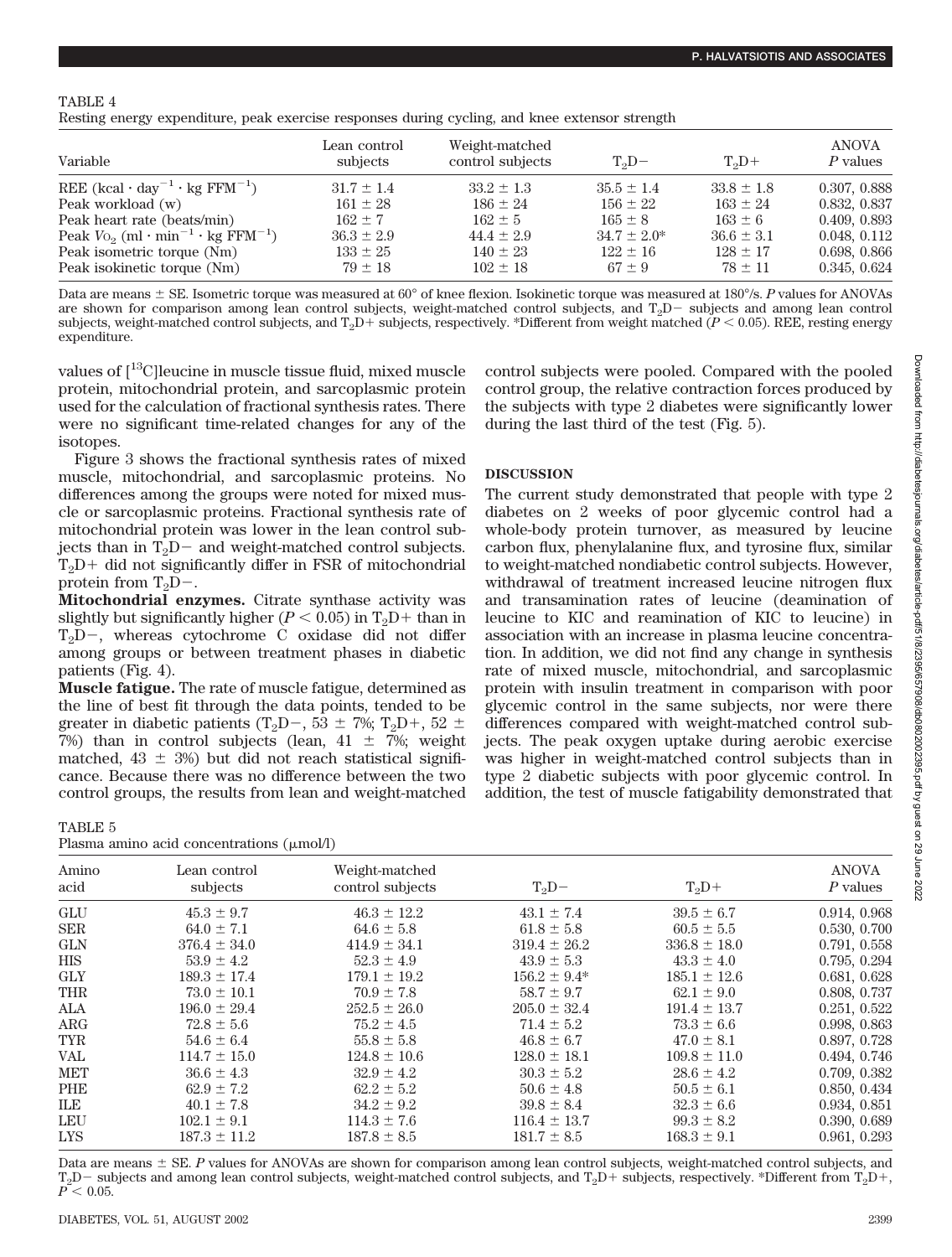TABLE 4

Resting energy expenditure, peak exercise responses during cycling, and knee extensor strength

| Variable | Lean control subjects | Weight-matched control subjects | $T_2D-$ | $T_2D+$ | ANOVA $P$ values |
|---|---|---|---|---|---|
| REE ($kcal \cdot day^{-1} \cdot kg\ FFM^{-1}$) | 31.7 ± 1.4 | 33.2 ± 1.3 | 35.5 ± 1.4 | 33.8 ± 1.8 | 0.307, 0.888 |
| Peak workload (w) | 161 ± 28 | 186 ± 24 | 156 ± 22 | 163 ± 24 | 0.832, 0.837 |
| Peak heart rate (beats/min) | 162 ± 7 | 162 ± 5 | 165 ± 8 | 163 ± 6 | 0.409, 0.893 |
| Peak $V_{O_2}$ ($ml \cdot min^{-1} \cdot kg\ FFM^{-1}$) | 36.3 ± 2.9 | 44.4 ± 2.9 | 34.7 ± 2.0* | 36.6 ± 3.1 | 0.048, 0.112 |
| Peak isometric torque (Nm) | 133 ± 25 | 140 ± 23 | 122 ± 16 | 128 ± 17 | 0.698, 0.866 |
| Peak isokinetic torque (Nm) | 79 ± 18 | 102 ± 18 | 67 ± 9 | 78 ± 11 | 0.345, 0.624 |

Data are means ± SE. Isometric torque was measured at 60° of knee flexion. Isokinetic torque was measured at 180°/s. $P$ values for ANOVAs are shown for comparison among lean control subjects, weight-matched control subjects, and $T_2D-$ subjects and among lean control subjects, weight-matched control subjects, and $T_2D+$ subjects, respectively. *Different from weight matched ($P < 0.05$). REE, resting energy expenditure.

values of [$^{13}$C]leucine in muscle tissue fluid, mixed muscle protein, mitochondrial protein, and sarcoplasmic protein used for the calculation of fractional synthesis rates. There were no significant time-related changes for any of the isotopes.

Figure 3 shows the fractional synthesis rates of mixed muscle, mitochondrial, and sarcoplasmic proteins. No differences among the groups were noted for mixed muscle or sarcoplasmic proteins. Fractional synthesis rate of mitochondrial protein was lower in the lean control subjects than in $T_2D-$ and weight-matched control subjects. $T_2D+$ did not significantly differ in FSR of mitochondrial protein from $T_2D-$.

**Mitochondrial enzymes.** Citrate synthase activity was slightly but significantly higher ($P < 0.05$) in $T_2D+$ than in $T_2D-$, whereas cytochrome C oxidase did not differ among groups or between treatment phases in diabetic patients (Fig. 4).

**Muscle fatigue.** The rate of muscle fatigue, determined as the line of best fit through the data points, tended to be greater in diabetic patients ($T_2D-$, 53 ± 7%; $T_2D+$, 52 ± 7%) than in control subjects (lean, 41 ± 7%; weight matched, 43 ± 3%) but did not reach statistical significance. Because there was no difference between the two control groups, the results from lean and weight-matched control subjects were pooled. Compared with the pooled control group, the relative contraction forces produced by the subjects with type 2 diabetes were significantly lower during the last third of the test (Fig. 5).

## DISCUSSION

The current study demonstrated that people with type 2 diabetes on 2 weeks of poor glycemic control had a whole-body protein turnover, as measured by leucine carbon flux, phenylalanine flux, and tyrosine flux, similar to weight-matched nondiabetic control subjects. However, withdrawal of treatment increased leucine nitrogen flux and transamination rates of leucine (deamination of leucine to KIC and reamination of KIC to leucine) in association with an increase in plasma leucine concentration. In addition, we did not find any change in synthesis rate of mixed muscle, mitochondrial, and sarcoplasmic protein with insulin treatment in comparison with poor glycemic control in the same subjects, nor were there differences compared with weight-matched control subjects. The peak oxygen uptake during aerobic exercise was higher in weight-matched control subjects than in type 2 diabetic subjects with poor glycemic control. In addition, the test of muscle fatigability demonstrated that

TABLE 5

Plasma amino acid concentrations (μmol/l)

| Amino acid | Lean control subjects | Weight-matched control subjects | $T_2D-$ | $T_2D+$ | ANOVA $P$ values |
|---|---|---|---|---|---|
| GLU | 45.3 ± 9.7 | 46.3 ± 12.2 | 43.1 ± 7.4 | 39.5 ± 6.7 | 0.914, 0.968 |
| SER | 64.0 ± 7.1 | 64.6 ± 5.8 | 61.8 ± 5.8 | 60.5 ± 5.5 | 0.530, 0.700 |
| GLN | 376.4 ± 34.0 | 414.9 ± 34.1 | 319.4 ± 26.2 | 336.8 ± 18.0 | 0.791, 0.558 |
| HIS | 53.9 ± 4.2 | 52.3 ± 4.9 | 43.9 ± 5.3 | 43.3 ± 4.0 | 0.795, 0.294 |
| GLY | 189.3 ± 17.4 | 179.1 ± 19.2 | 156.2 ± 9.4* | 185.1 ± 12.6 | 0.681, 0.628 |
| THR | 73.0 ± 10.1 | 70.9 ± 7.8 | 58.7 ± 9.7 | 62.1 ± 9.0 | 0.808, 0.737 |
| ALA | 196.0 ± 29.4 | 252.5 ± 26.0 | 205.0 ± 32.4 | 191.4 ± 13.7 | 0.251, 0.522 |
| ARG | 72.8 ± 5.6 | 75.2 ± 4.5 | 71.4 ± 5.2 | 73.3 ± 6.6 | 0.998, 0.863 |
| TYR | 54.6 ± 6.4 | 55.8 ± 5.8 | 46.8 ± 6.7 | 47.0 ± 8.1 | 0.897, 0.728 |
| VAL | 114.7 ± 15.0 | 124.8 ± 10.6 | 128.0 ± 18.1 | 109.8 ± 11.0 | 0.494, 0.746 |
| MET | 36.6 ± 4.3 | 32.9 ± 4.2 | 30.3 ± 5.2 | 28.6 ± 4.2 | 0.709, 0.382 |
| PHE | 62.9 ± 7.2 | 62.2 ± 5.2 | 50.6 ± 4.8 | 50.5 ± 6.1 | 0.850, 0.434 |
| ILE | 40.1 ± 7.8 | 34.2 ± 9.2 | 39.8 ± 8.4 | 32.3 ± 6.6 | 0.934, 0.851 |
| LEU | 102.1 ± 9.1 | 114.3 ± 7.6 | 116.4 ± 13.7 | 99.3 ± 8.2 | 0.390, 0.689 |
| LYS | 187.3 ± 11.2 | 187.8 ± 8.5 | 181.7 ± 8.5 | 168.3 ± 9.1 | 0.961, 0.293 |

Data are means ± SE. $P$ values for ANOVAs are shown for comparison among lean control subjects, weight-matched control subjects, and $T_2D-$ subjects and among lean control subjects, weight-matched control subjects, and $T_2D+$ subjects, respectively. *Different from $T_2D+$, $P < 0.05$.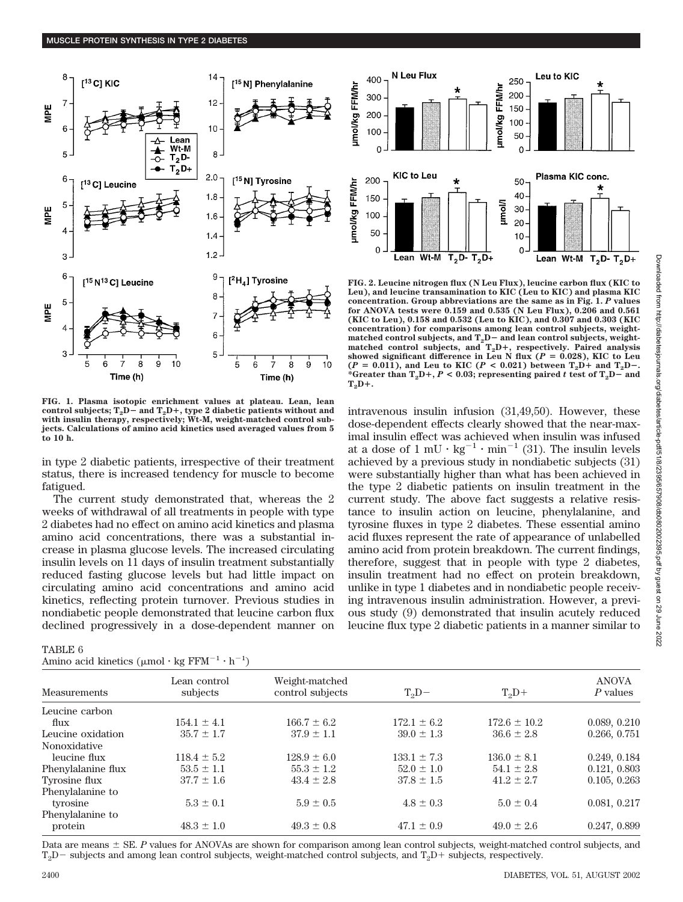FIG. 1. Plasma isotopic enrichment values at plateau. Lean, lean control subjects; $T_2D-$ and $T_2D+$, type 2 diabetic patients without and with insulin therapy, respectively; Wt-M, weight-matched control subjects. Calculations of amino acid kinetics used averaged values from 5 to 10 h.

FIG. 2. Leucine nitrogen flux (N Leu Flux), leucine carbon flux (KIC to Leu), and leucine transamination to KIC (Leu to KIC) and plasma KIC concentration. Group abbreviations are the same as in Fig. 1. *P* values for ANOVA tests were 0.159 and 0.535 (N Leu Flux), 0.206 and 0.561 (KIC to Leu), 0.158 and 0.532 (Leu to KIC), and 0.307 and 0.303 (KIC concentration) for comparisons among lean control subjects, weight-matched control subjects, and $T_2D-$ and lean control subjects, weight-matched control subjects, and $T_2D+$, respectively. Paired analysis showed significant difference in Leu N flux ($P = 0.028$), KIC to Leu ($P = 0.011$), and Leu to KIC ($P < 0.021$) between $T_2D+$ and $T_2D-$. *Greater than $T_2D+$, $P < 0.03$; representing paired *t* test of $T_2D-$ and $T_2D+$.

in type 2 diabetic patients, irrespective of their treatment status, there is increased tendency for muscle to become fatigued.

The current study demonstrated that, whereas the 2 weeks of withdrawal of all treatments in people with type 2 diabetes had no effect on amino acid kinetics and plasma amino acid concentrations, there was a substantial increase in plasma glucose levels. The increased circulating insulin levels on 11 days of insulin treatment substantially reduced fasting glucose levels but had little impact on circulating amino acid concentrations and amino acid kinetics, reflecting protein turnover. Previous studies in nondiabetic people demonstrated that leucine carbon flux declined progressively in a dose-dependent manner on intravenous insulin infusion (31,49,50). However, these dose-dependent effects clearly showed that the near-maximal insulin effect was achieved when insulin was infused at a dose of 1 $mU \cdot kg^{-1} \cdot min^{-1}$ (31). The insulin levels achieved by a previous study in nondiabetic subjects (31) were substantially higher than what has been achieved in the type 2 diabetic patients on insulin treatment in the current study. The above fact suggests a relative resistance to insulin action on leucine, phenylalanine, and tyrosine fluxes in type 2 diabetes. These essential amino acid fluxes represent the rate of appearance of unlabelled amino acid from protein breakdown. The current findings, therefore, suggest that in people with type 2 diabetes, insulin treatment had no effect on protein breakdown, unlike in type 1 diabetes and in nondiabetic people receiving intravenous insulin administration. However, a previous study (9) demonstrated that insulin acutely reduced leucine flux type 2 diabetic patients in a manner similar to

TABLE 6
Amino acid kinetics ($\mu mol \cdot kg\ FFM^{-1} \cdot h^{-1}$)

| Measurements | Lean control subjects | Weight-matched control subjects | $T_2D-$ | $T_2D+$ | ANOVA *P* values |
|---|---|---|---|---|---|
| Leucine carbon flux | 154.1 ± 4.1 | 166.7 ± 6.2 | 172.1 ± 6.2 | 172.6 ± 10.2 | 0.089, 0.210 |
| Leucine oxidation | 35.7 ± 1.7 | 37.9 ± 1.1 | 39.0 ± 1.3 | 36.6 ± 2.8 | 0.266, 0.751 |
| Nonoxidative leucine flux | 118.4 ± 5.2 | 128.9 ± 6.0 | 133.1 ± 7.3 | 136.0 ± 8.1 | 0.249, 0.184 |
| Phenylalanine flux | 53.5 ± 1.1 | 55.3 ± 1.2 | 52.0 ± 1.0 | 54.1 ± 2.8 | 0.121, 0.803 |
| Tyrosine flux | 37.7 ± 1.6 | 43.4 ± 2.8 | 37.8 ± 1.5 | 41.2 ± 2.7 | 0.105, 0.263 |
| Phenylalanine to tyrosine | 5.3 ± 0.1 | 5.9 ± 0.5 | 4.8 ± 0.3 | 5.0 ± 0.4 | 0.081, 0.217 |
| Phenylalanine to protein | 48.3 ± 1.0 | 49.3 ± 0.8 | 47.1 ± 0.9 | 49.0 ± 2.6 | 0.247, 0.899 |

Data are means ± SE. *P* values for ANOVAs are shown for comparison among lean control subjects, weight-matched control subjects, and $T_2D-$ subjects and among lean control subjects, weight-matched control subjects, and $T_2D+$ subjects, respectively.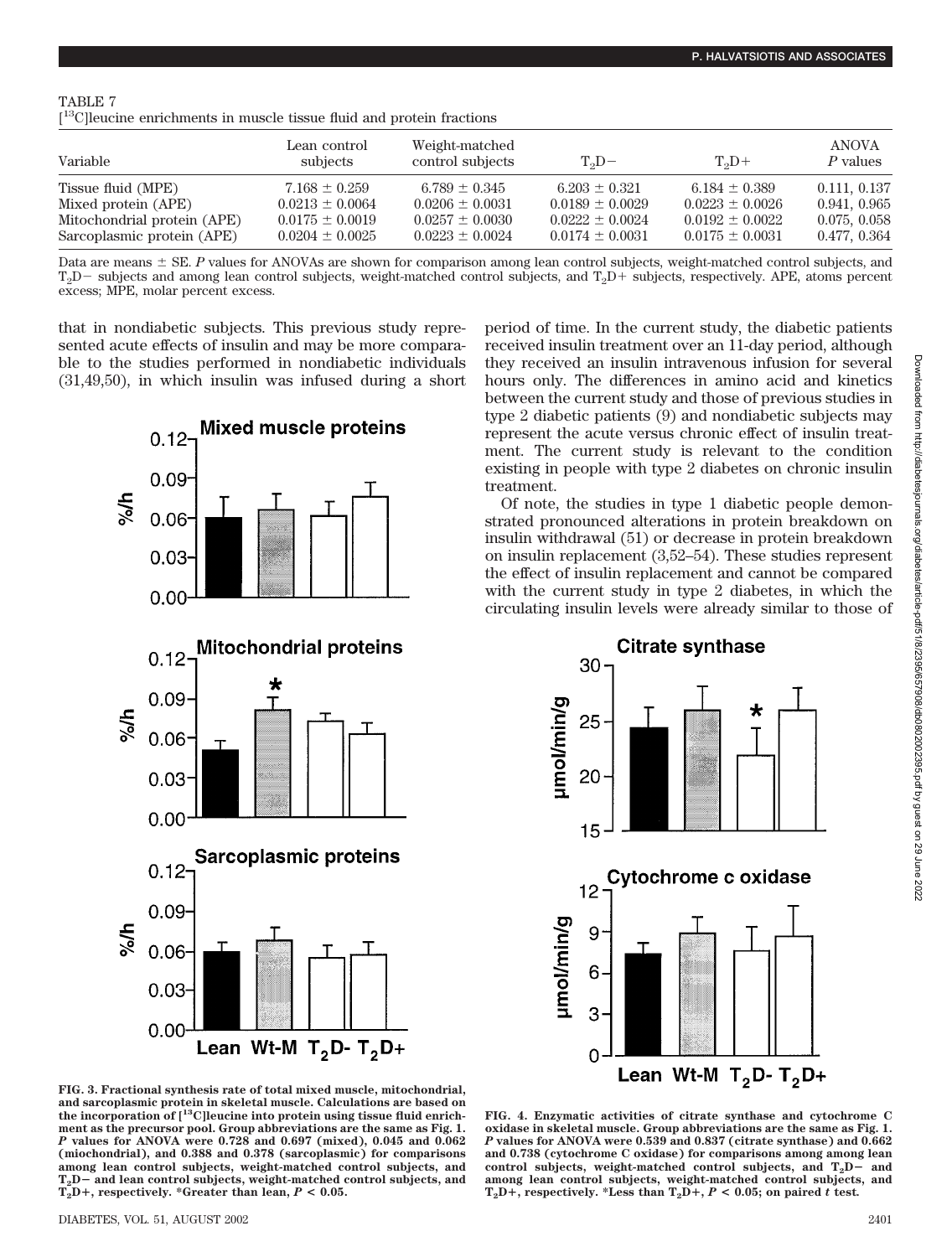TABLE 7

[$^{13}$C]leucine enrichments in muscle tissue fluid and protein fractions

| Variable | Lean control subjects | Weight-matched control subjects | $T_2D-$ | $T_2D+$ | ANOVA *P* values |
|---|---|---|---|---|---|
| Tissue fluid (MPE) | 7.168 ± 0.259 | 6.789 ± 0.345 | 6.203 ± 0.321 | 6.184 ± 0.389 | 0.111, 0.137 |
| Mixed protein (APE) | 0.0213 ± 0.0064 | 0.0206 ± 0.0031 | 0.0189 ± 0.0029 | 0.0223 ± 0.0026 | 0.941, 0.965 |
| Mitochondrial protein (APE) | 0.0175 ± 0.0019 | 0.0257 ± 0.0030 | 0.0222 ± 0.0024 | 0.0192 ± 0.0022 | 0.075, 0.058 |
| Sarcoplasmic protein (APE) | 0.0204 ± 0.0025 | 0.0223 ± 0.0024 | 0.0174 ± 0.0031 | 0.0175 ± 0.0031 | 0.477, 0.364 |

Data are means ± SE. *P* values for ANOVAs are shown for comparison among lean control subjects, weight-matched control subjects, and $T_2D-$ subjects and among lean control subjects, weight-matched control subjects, and $T_2D+$ subjects, respectively. APE, atoms percent excess; MPE, molar percent excess.

that in nondiabetic subjects. This previous study represented acute effects of insulin and may be more comparable to the studies performed in nondiabetic individuals (31,49,50), in which insulin was infused during a short period of time. In the current study, the diabetic patients received insulin treatment over an 11-day period, although they received an insulin intravenous infusion for several hours only. The differences in amino acid and kinetics between the current study and those of previous studies in type 2 diabetic patients (9) and nondiabetic subjects may represent the acute versus chronic effect of insulin treatment. The current study is relevant to the condition existing in people with type 2 diabetes on chronic insulin treatment.

Of note, the studies in type 1 diabetic people demonstrated pronounced alterations in protein breakdown on insulin withdrawal (51) or decrease in protein breakdown on insulin replacement (3,52–54). These studies represent the effect of insulin replacement and cannot be compared with the current study in type 2 diabetes, in which the circulating insulin levels were already similar to those of

**FIG. 3. Fractional synthesis rate of total mixed muscle, mitochondrial, and sarcoplasmic protein in skeletal muscle. Calculations are based on the incorporation of [$^{13}$C]leucine into protein using tissue fluid enrichment as the precursor pool. Group abbreviations are the same as Fig. 1. *P* values for ANOVA were 0.728 and 0.697 (mixed), 0.045 and 0.062 (miochondrial), and 0.388 and 0.378 (sarcoplasmic) for comparisons among lean control subjects, weight-matched control subjects, and $T_2D-$ and lean control subjects, weight-matched control subjects, and $T_2D+$, respectively. \*Greater than lean, $P < 0.05$.**

**FIG. 4. Enzymatic activities of citrate synthase and cytochrome C oxidase in skeletal muscle. Group abbreviations are the same as Fig. 1. *P* values for ANOVA were 0.539 and 0.837 (citrate synthase) and 0.662 and 0.738 (cytochrome C oxidase) for comparisons among among lean control subjects, weight-matched control subjects, and $T_2D-$ and among lean control subjects, weight-matched control subjects, and $T_2D+$, respectively. \*Less than $T_2D+$, $P < 0.05$; on paired *t* test.**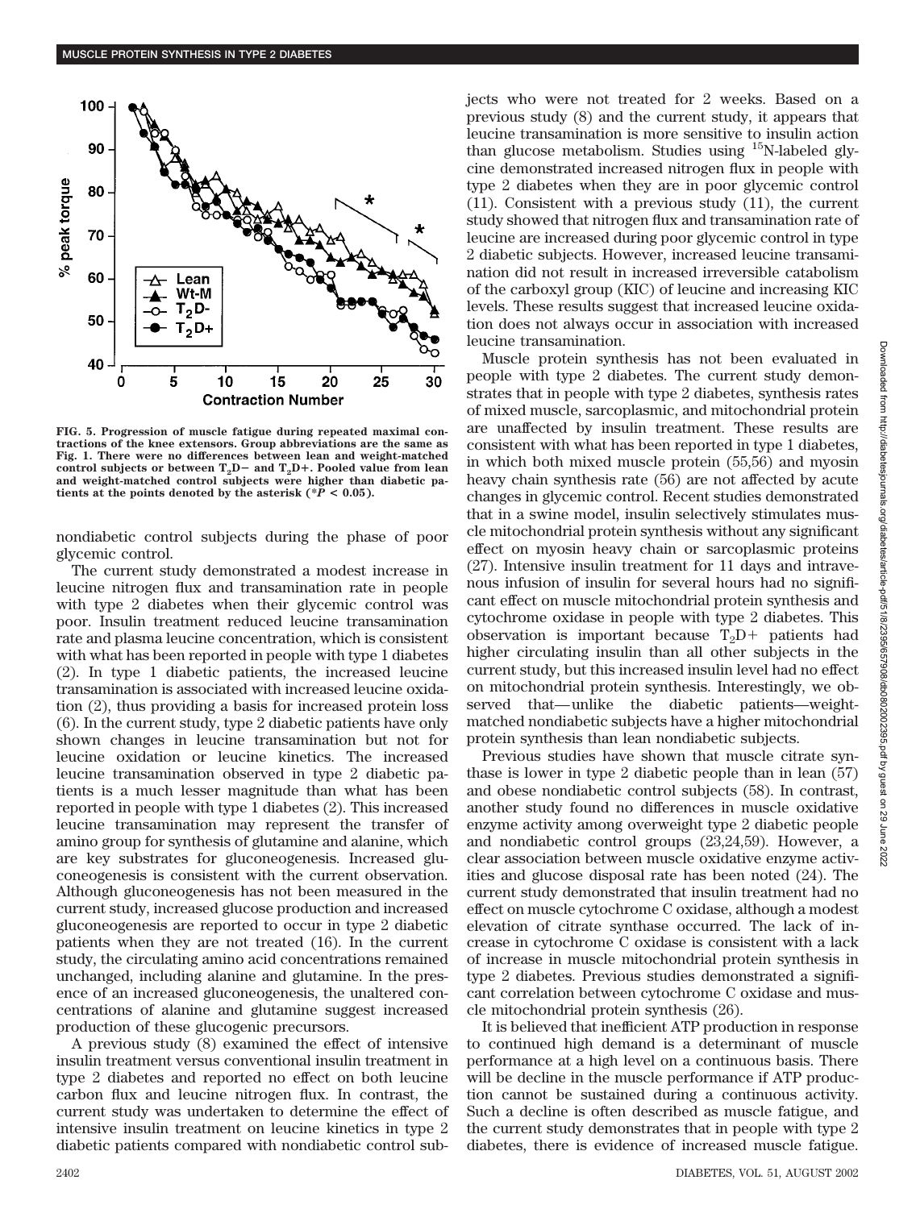FIG. 5. Progression of muscle fatigue during repeated maximal contractions of the knee extensors. Group abbreviations are the same as Fig. 1. There were no differences between lean and weight-matched control subjects or between $T_2D-$ and $T_2D+$. Pooled value from lean and weight-matched control subjects were higher than diabetic patients at the points denoted by the asterisk (*$P < 0.05$).

nondiabetic control subjects during the phase of poor glycemic control.

The current study demonstrated a modest increase in leucine nitrogen flux and transamination rate in people with type 2 diabetes when their glycemic control was poor. Insulin treatment reduced leucine transamination rate and plasma leucine concentration, which is consistent with what has been reported in people with type 1 diabetes (2). In type 1 diabetic patients, the increased leucine transamination is associated with increased leucine oxidation (2), thus providing a basis for increased protein loss (6). In the current study, type 2 diabetic patients have only shown changes in leucine transamination but not for leucine oxidation or leucine kinetics. The increased leucine transamination observed in type 2 diabetic patients is a much lesser magnitude than what has been reported in people with type 1 diabetes (2). This increased leucine transamination may represent the transfer of amino group for synthesis of glutamine and alanine, which are key substrates for gluconeogenesis. Increased gluconeogenesis is consistent with the current observation. Although gluconeogenesis has not been measured in the current study, increased glucose production and increased gluconeogenesis are reported to occur in type 2 diabetic patients when they are not treated (16). In the current study, the circulating amino acid concentrations remained unchanged, including alanine and glutamine. In the presence of an increased gluconeogenesis, the unaltered concentrations of alanine and glutamine suggest increased production of these glucogenic precursors.

A previous study (8) examined the effect of intensive insulin treatment versus conventional insulin treatment in type 2 diabetes and reported no effect on both leucine carbon flux and leucine nitrogen flux. In contrast, the current study was undertaken to determine the effect of intensive insulin treatment on leucine kinetics in type 2 diabetic patients compared with nondiabetic control subjects who were not treated for 2 weeks. Based on a previous study (8) and the current study, it appears that leucine transamination is more sensitive to insulin action than glucose metabolism. Studies using $^{15}$N-labeled glycine demonstrated increased nitrogen flux in people with type 2 diabetes when they are in poor glycemic control (11). Consistent with a previous study (11), the current study showed that nitrogen flux and transamination rate of leucine are increased during poor glycemic control in type 2 diabetic subjects. However, increased leucine transamination did not result in increased irreversible catabolism of the carboxyl group (KIC) of leucine and increasing KIC levels. These results suggest that increased leucine oxidation does not always occur in association with increased leucine transamination.

Muscle protein synthesis has not been evaluated in people with type 2 diabetes. The current study demonstrates that in people with type 2 diabetes, synthesis rates of mixed muscle, sarcoplasmic, and mitochondrial protein are unaffected by insulin treatment. These results are consistent with what has been reported in type 1 diabetes, in which both mixed muscle protein (55,56) and myosin heavy chain synthesis rate (56) are not affected by acute changes in glycemic control. Recent studies demonstrated that in a swine model, insulin selectively stimulates muscle mitochondrial protein synthesis without any significant effect on myosin heavy chain or sarcoplasmic proteins (27). Intensive insulin treatment for 11 days and intravenous infusion of insulin for several hours had no significant effect on muscle mitochondrial protein synthesis and cytochrome oxidase in people with type 2 diabetes. This observation is important because $T_2D+$ patients had higher circulating insulin than all other subjects in the current study, but this increased insulin level had no effect on mitochondrial protein synthesis. Interestingly, we observed that—unlike the diabetic patients—weight-matched nondiabetic subjects have a higher mitochondrial protein synthesis than lean nondiabetic subjects.

Previous studies have shown that muscle citrate synthase is lower in type 2 diabetic people than in lean (57) and obese nondiabetic control subjects (58). In contrast, another study found no differences in muscle oxidative enzyme activity among overweight type 2 diabetic people and nondiabetic control groups (23,24,59). However, a clear association between muscle oxidative enzyme activities and glucose disposal rate has been noted (24). The current study demonstrated that insulin treatment had no effect on muscle cytochrome C oxidase, although a modest elevation of citrate synthase occurred. The lack of increase in cytochrome C oxidase is consistent with a lack of increase in muscle mitochondrial protein synthesis in type 2 diabetes. Previous studies demonstrated a significant correlation between cytochrome C oxidase and muscle mitochondrial protein synthesis (26).

It is believed that inefficient ATP production in response to continued high demand is a determinant of muscle performance at a high level on a continuous basis. There will be decline in the muscle performance if ATP production cannot be sustained during a continuous activity. Such a decline is often described as muscle fatigue, and the current study demonstrates that in people with type 2 diabetes, there is evidence of increased muscle fatigue.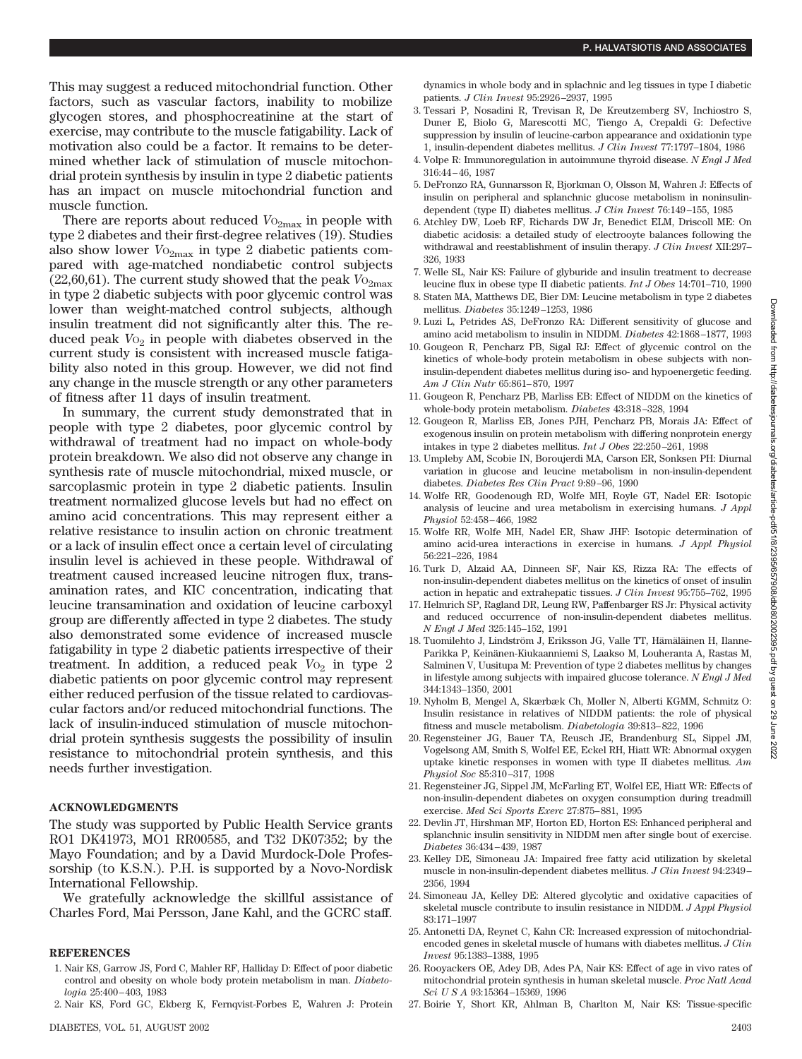This may suggest a reduced mitochondrial function. Other factors, such as vascular factors, inability to mobilize glycogen stores, and phosphocreatinine at the start of exercise, may contribute to the muscle fatigability. Lack of motivation also could be a factor. It remains to be determined whether lack of stimulation of muscle mitochondrial protein synthesis by insulin in type 2 diabetic patients has an impact on muscle mitochondrial function and muscle function.

There are reports about reduced $V_{O_{2max}}$ in people with type 2 diabetes and their first-degree relatives (19). Studies also show lower $V_{O_{2max}}$ in type 2 diabetic patients compared with age-matched nondiabetic control subjects (22,60,61). The current study showed that the peak $V_{O_{2max}}$ in type 2 diabetic subjects with poor glycemic control was lower than weight-matched control subjects, although insulin treatment did not significantly alter this. The reduced peak $V_{O_2}$ in people with diabetes observed in the current study is consistent with increased muscle fatigability also noted in this group. However, we did not find any change in the muscle strength or any other parameters of fitness after 11 days of insulin treatment.

In summary, the current study demonstrated that in people with type 2 diabetes, poor glycemic control by withdrawal of treatment had no impact on whole-body protein breakdown. We also did not observe any change in synthesis rate of muscle mitochondrial, mixed muscle, or sarcoplasmic protein in type 2 diabetic patients. Insulin treatment normalized glucose levels but had no effect on amino acid concentrations. This may represent either a relative resistance to insulin action on chronic treatment or a lack of insulin effect once a certain level of circulating insulin level is achieved in these people. Withdrawal of treatment caused increased leucine nitrogen flux, transamination rates, and KIC concentration, indicating that leucine transamination and oxidation of leucine carboxyl group are differently affected in type 2 diabetes. The study also demonstrated some evidence of increased muscle fatigability in type 2 diabetic patients irrespective of their treatment. In addition, a reduced peak $V_{O_2}$ in type 2 diabetic patients on poor glycemic control may represent either reduced perfusion of the tissue related to cardiovascular factors and/or reduced mitochondrial functions. The lack of insulin-induced stimulation of muscle mitochondrial protein synthesis suggests the possibility of insulin resistance to mitochondrial protein synthesis, and this needs further investigation.

## ACKNOWLEDGMENTS

The study was supported by Public Health Service grants RO1 DK41973, MO1 RR00585, and T32 DK07352; by the Mayo Foundation; and by a David Murdock-Dole Professorship (to K.S.N.). P.H. is supported by a Novo-Nordisk International Fellowship.

We gratefully acknowledge the skillful assistance of Charles Ford, Mai Persson, Jane Kahl, and the GCRC staff.

## REFERENCES

1. Nair KS, Garrow JS, Ford C, Mahler RF, Halliday D: Effect of poor diabetic control and obesity on whole body protein metabolism in man. *Diabetologia* 25:400–403, 1983
2. Nair KS, Ford GC, Ekberg K, Fernqvist-Forbes E, Wahren J: Protein dynamics in whole body and in splachnic and leg tissues in type I diabetic patients. *J Clin Invest* 95:2926–2937, 1995
3. Tessari P, Nosadini R, Trevisan R, De Kreutzemberg SV, Inchiostro S, Duner E, Biolo G, Marescotti MC, Tiengo A, Crepaldi G: Defective suppression by insulin of leucine-carbon appearance and oxidationin type 1, insulin-dependent diabetes mellitus. *J Clin Invest* 77:1797–1804, 1986
4. Volpe R: Immunoregulation in autoimmune thyroid disease. *N Engl J Med* 316:44–46, 1987
5. DeFronzo RA, Gunnarsson R, Bjorkman O, Olsson M, Wahren J: Effects of insulin on peripheral and splanchnic glucose metabolism in noninsulin-dependent (type II) diabetes mellitus. *J Clin Invest* 76:149–155, 1985
6. Atchley DW, Loeb RF, Richards DW Jr, Benedict ELM, Driscoll ME: On diabetic acidosis: a detailed study of electrooyte balances following the withdrawal and reestablishment of insulin therapy. *J Clin Invest* XII:297–326, 1933
7. Welle SL, Nair KS: Failure of glyburide and insulin treatment to decrease leucine flux in obese type II diabetic patients. *Int J Obes* 14:701–710, 1990
8. Staten MA, Matthews DE, Bier DM: Leucine metabolism in type 2 diabetes mellitus. *Diabetes* 35:1249–1253, 1986
9. Luzi L, Petrides AS, DeFronzo RA: Different sensitivity of glucose and amino acid metabolism to insulin in NIDDM. *Diabetes* 42:1868–1877, 1993
10. Gougeon R, Pencharz PB, Sigal RJ: Effect of glycemic control on the kinetics of whole-body protein metabolism in obese subjects with non-insulin-dependent diabetes mellitus during iso- and hypoenergetic feeding. *Am J Clin Nutr* 65:861–870, 1997
11. Gougeon R, Pencharz PB, Marliss EB: Effect of NIDDM on the kinetics of whole-body protein metabolism. *Diabetes* 43:318–328, 1994
12. Gougeon R, Marliss EB, Jones PJH, Pencharz PB, Morais JA: Effect of exogenous insulin on protein metabolism with differing nonprotein energy intakes in type 2 diabetes mellitus. *Int J Obes* 22:250–261, 1998
13. Umpleby AM, Scobie IN, Boroujerdi MA, Carson ER, Sonksen PH: Diurnal variation in glucose and leucine metabolism in non-insulin-dependent diabetes. *Diabetes Res Clin Pract* 9:89–96, 1990
14. Wolfe RR, Goodenough RD, Wolfe MH, Royle GT, Nadel ER: Isotopic analysis of leucine and urea metabolism in exercising humans. *J Appl Physiol* 52:458–466, 1982
15. Wolfe RR, Wolfe MH, Nadel ER, Shaw JHF: Isotopic determination of amino acid-urea interactions in exercise in humans. *J Appl Physiol* 56:221–226, 1984
16. Turk D, Alzaid AA, Dinneen SF, Nair KS, Rizza RA: The effects of non-insulin-dependent diabetes mellitus on the kinetics of onset of insulin action in hepatic and extrahepatic tissues. *J Clin Invest* 95:755–762, 1995
17. Helmrich SP, Ragland DR, Leung RW, Paffenbarger RS Jr: Physical activity and reduced occurrence of non-insulin-dependent diabetes mellitus. *N Engl J Med* 325:145–152, 1991
18. Tuomilehto J, Lindström J, Eriksson JG, Valle TT, Hämäläinen H, Ilanne-Parikka P, Keinänen-Kiukaanniemi S, Laakso M, Louheranta A, Rastas M, Salminen V, Uusitupa M: Prevention of type 2 diabetes mellitus by changes in lifestyle among subjects with impaired glucose tolerance. *N Engl J Med* 344:1343–1350, 2001
19. Nyholm B, Mengel A, Skærbæk Ch, Moller N, Alberti KGMM, Schmitz O: Insulin resistance in relatives of NIDDM patients: the role of physical fitness and muscle metabolism. *Diabetologia* 39:813–822, 1996
20. Regensteiner JG, Bauer TA, Reusch JE, Brandenburg SL, Sippel JM, Vogelsong AM, Smith S, Wolfel EE, Eckel RH, Hiatt WR: Abnormal oxygen uptake kinetic responses in women with type II diabetes mellitus. *Am Physiol Soc* 85:310–317, 1998
21. Regensteiner JG, Sippel JM, McFarling ET, Wolfel EE, Hiatt WR: Effects of non-insulin-dependent diabetes on oxygen consumption during treadmill exercise. *Med Sci Sports Exerc* 27:875–881, 1995
22. Devlin JT, Hirshman MF, Horton ED, Horton ES: Enhanced peripheral and splanchnic insulin sensitivity in NIDDM men after single bout of exercise. *Diabetes* 36:434–439, 1987
23. Kelley DE, Simoneau JA: Impaired free fatty acid utilization by skeletal muscle in non-insulin-dependent diabetes mellitus. *J Clin Invest* 94:2349–2356, 1994
24. Simoneau JA, Kelley DE: Altered glycolytic and oxidative capacities of skeletal muscle contribute to insulin resistance in NIDDM. *J Appl Physiol* 83:171–1997
25. Antonetti DA, Reynet C, Kahn CR: Increased expression of mitochondrial-encoded genes in skeletal muscle of humans with diabetes mellitus. *J Clin Invest* 95:1383–1388, 1995
26. Rooyackers OE, Adey DB, Ades PA, Nair KS: Effect of age in vivo rates of mitochondrial protein synthesis in human skeletal muscle. *Proc Natl Acad Sci U S A* 93:15364–15369, 1996
27. Boirie Y, Short KR, Ahlman B, Charlton M, Nair KS: Tissue-specific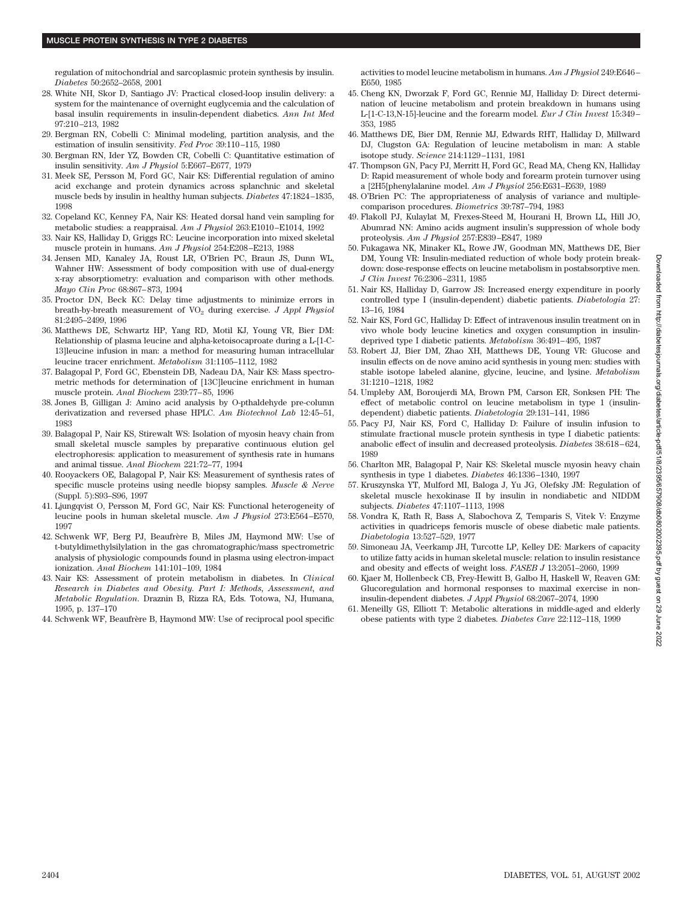regulation of mitochondrial and sarcoplasmic protein synthesis by insulin. *Diabetes* 50:2652–2658, 2001

28. White NH, Skor D, Santiago JV: Practical closed-loop insulin delivery: a system for the maintenance of overnight euglycemia and the calculation of basal insulin requirements in insulin-dependent diabetics. *Ann Int Med* 97:210–213, 1982
29. Bergman RN, Cobelli C: Minimal modeling, partition analysis, and the estimation of insulin sensitivity. *Fed Proc* 39:110–115, 1980
30. Bergman RN, Ider YZ, Bowden CR, Cobelli C: Quantitative estimation of insulin sensitivity. *Am J Physiol* 5:E667–E677, 1979
31. Meek SE, Persson M, Ford GC, Nair KS: Differential regulation of amino acid exchange and protein dynamics across splanchnic and skeletal muscle beds by insulin in healthy human subjects. *Diabetes* 47:1824–1835, 1998
32. Copeland KC, Kenney FA, Nair KS: Heated dorsal hand vein sampling for metabolic studies: a reappraisal. *Am J Physiol* 263:E1010–E1014, 1992
33. Nair KS, Halliday D, Griggs RC: Leucine incorporation into mixed skeletal muscle protein in humans. *Am J Physiol* 254:E208–E213, 1988
34. Jensen MD, Kanaley JA, Roust LR, O'Brien PC, Braun JS, Dunn WL, Wahner HW: Assessment of body composition with use of dual-energy x-ray absorptiometry: evaluation and comparison with other methods. *Mayo Clin Proc* 68:867–873, 1994
35. Proctor DN, Beck KC: Delay time adjustments to minimize errors in breath-by-breath measurement of $VO_2$ during exercise. *J Appl Physiol* 81:2495–2499, 1996
36. Matthews DE, Schwartz HP, Yang RD, Motil KJ, Young VR, Bier DM: Relationship of plasma leucine and alpha-ketoisocaproate during a L-[1-C-13]leucine infusion in man: a method for measuring human intracellular leucine tracer enrichment. *Metabolism* 31:1105–1112, 1982
37. Balagopal P, Ford GC, Ebenstein DB, Nadeau DA, Nair KS: Mass spectrometric methods for determination of [13C]leucine enrichment in human muscle protein. *Anal Biochem* 239:77–85, 1996
38. Jones B, Gilligan J: Amino acid analysis by O-pthaldehyde pre-column derivatization and reversed phase HPLC. *Am Biotechnol Lab* 12:45–51, 1983
39. Balagopal P, Nair KS, Stirewalt WS: Isolation of myosin heavy chain from small skeletal muscle samples by preparative continuous elution gel electrophoresis: application to measurement of synthesis rate in humans and animal tissue. *Anal Biochem* 221:72–77, 1994
40. Rooyackers OE, Balagopal P, Nair KS: Measurement of synthesis rates of specific muscle proteins using needle biopsy samples. *Muscle & Nerve* (Suppl. 5):S93–S96, 1997
41. Ljungqvist O, Persson M, Ford GC, Nair KS: Functional heterogeneity of leucine pools in human skeletal muscle. *Am J Physiol* 273:E564–E570, 1997
42. Schwenk WF, Berg PJ, Beaufrère B, Miles JM, Haymond MW: Use of t-butyldimethylsilylation in the gas chromatographic/mass spectrometric analysis of physiologic compounds found in plasma using electron-impact ionization. *Anal Biochem* 141:101–109, 1984
43. Nair KS: Assessment of protein metabolism in diabetes. In *Clinical Research in Diabetes and Obesity. Part I: Methods, Assessment, and Metabolic Regulation*. Draznin B, Rizza RA, Eds. Totowa, NJ, Humana, 1995, p. 137–170
44. Schwenk WF, Beaufrère B, Haymond MW: Use of reciprocal pool specific activities to model leucine metabolism in humans. *Am J Physiol* 249:E646–E650, 1985
45. Cheng KN, Dworzak F, Ford GC, Rennie MJ, Halliday D: Direct determination of leucine metabolism and protein breakdown in humans using L-[1-C-13,N-15]-leucine and the forearm model. *Eur J Clin Invest* 15:349–353, 1985
46. Matthews DE, Bier DM, Rennie MJ, Edwards RHT, Halliday D, Millward DJ, Clugston GA: Regulation of leucine metabolism in man: A stable isotope study. *Science* 214:1129–1131, 1981
47. Thompson GN, Pacy PJ, Merritt H, Ford GC, Read MA, Cheng KN, Halliday D: Rapid measurement of whole body and forearm protein turnover using a [2H5[phenylalanine model. *Am J Physiol* 256:E631–E639, 1989
48. O'Brien PC: The appropriateness of analysis of variance and multiple-comparison procedures. *Biometrics* 39:787–794, 1983
49. Flakoll PJ, Kulaylat M, Frexes-Steed M, Hourani H, Brown LL, Hill JO, Abumrad NN: Amino acids augment insulin's suppression of whole body proteolysis. *Am J Physiol* 257:E839–E847, 1989
50. Fukagawa NK, Minaker KL, Rowe JW, Goodman MN, Matthews DE, Bier DM, Young VR: Insulin-mediated reduction of whole body protein breakdown: dose-response effects on leucine metabolism in postabsorptive men. *J Clin Invest* 76:2306–2311, 1985
51. Nair KS, Halliday D, Garrow JS: Increased energy expenditure in poorly controlled type I (insulin-dependent) diabetic patients. *Diabetologia* 27: 13–16, 1984
52. Nair KS, Ford GC, Halliday D: Effect of intravenous insulin treatment on in vivo whole body leucine kinetics and oxygen consumption in insulin-deprived type I diabetic patients. *Metabolism* 36:491–495, 1987
53. Robert JJ, Bier DM, Zhao XH, Matthews DE, Young VR: Glucose and insulin effects on de nove amino acid synthesis in young men: studies with stable isotope labeled alanine, glycine, leucine, and lysine. *Metabolism* 31:1210–1218, 1982
54. Umpleby AM, Boroujerdi MA, Brown PM, Carson ER, Sonksen PH: The effect of metabolic control on leucine metabolism in type 1 (insulin-dependent) diabetic patients. *Diabetologia* 29:131–141, 1986
55. Pacy PJ, Nair KS, Ford C, Halliday D: Failure of insulin infusion to stimulate fractional muscle protein synthesis in type I diabetic patients: anabolic effect of insulin and decreased proteolysis. *Diabetes* 38:618–624, 1989
56. Charlton MR, Balagopal P, Nair KS: Skeletal muscle myosin heavy chain synthesis in type 1 diabetes. *Diabetes* 46:1336–1340, 1997
57. Kruszynska YT, Mulford MI, Baloga J, Yu JG, Olefsky JM: Regulation of skeletal muscle hexokinase II by insulin in nondiabetic and NIDDM subjects. *Diabetes* 47:1107–1113, 1998
58. Vondra K, Rath R, Bass A, Slabochova Z, Temparis S, Vitek V: Enzyme activities in quadriceps femoris muscle of obese diabetic male patients. *Diabetologia* 13:527–529, 1977
59. Simoneau JA, Veerkamp JH, Turcotte LP, Kelley DE: Markers of capacity to utilize fatty acids in human skeletal muscle: relation to insulin resistance and obesity and effects of weight loss. *FASEB J* 13:2051–2060, 1999
60. Kjaer M, Hollenbeck CB, Frey-Hewitt B, Galbo H, Haskell W, Reaven GM: Glucoregulation and hormonal responses to maximal exercise in non-insulin-dependent diabetes. *J Appl Physiol* 68:2067–2074, 1990
61. Meneilly GS, Elliott T: Metabolic alterations in middle-aged and elderly obese patients with type 2 diabetes. *Diabetes Care* 22:112–118, 1999